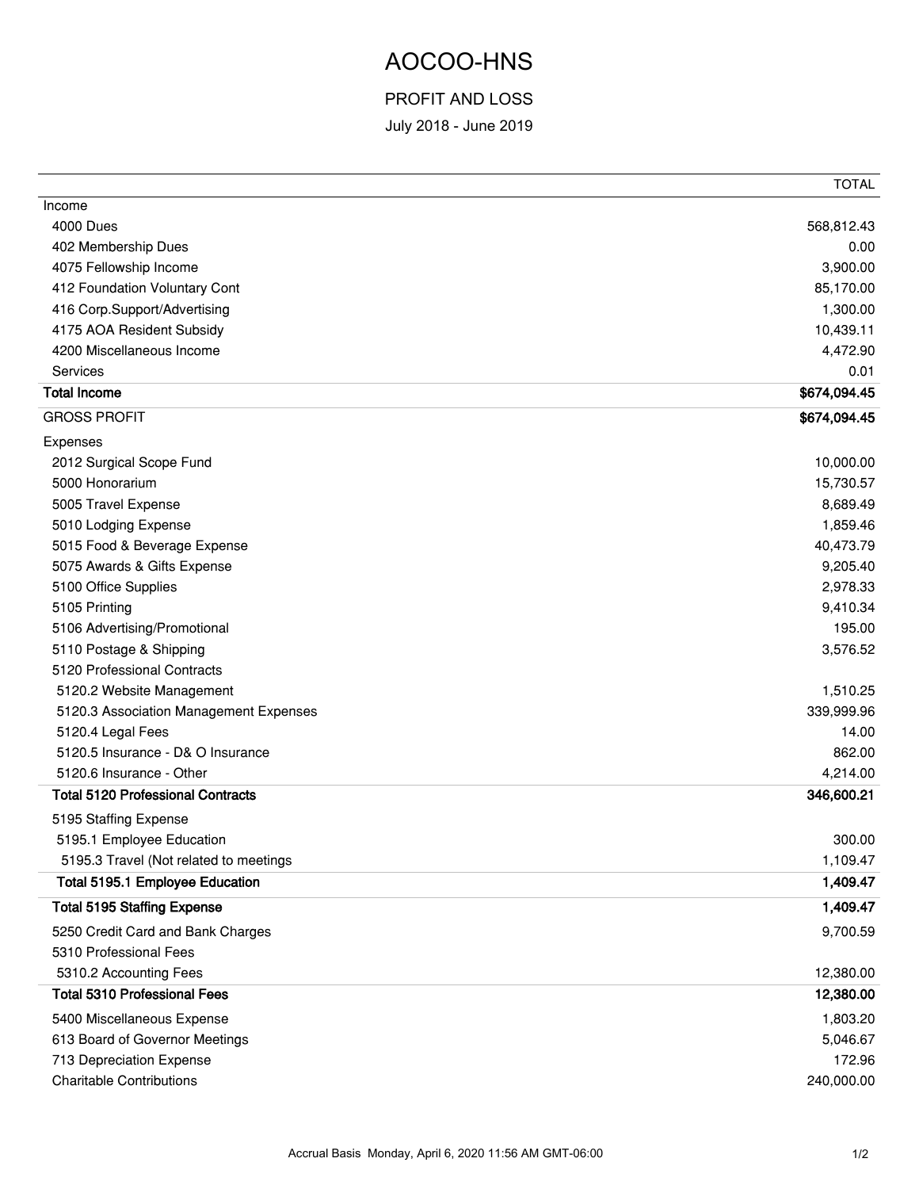# AOCOO-HNS

## PROFIT AND LOSS

July 2018 - June 2019

| | TOTAL |
|---|---|
| Income | |
| 4000 Dues | 568,812.43 |
| 402 Membership Dues | 0.00 |
| 4075 Fellowship Income | 3,900.00 |
| 412 Foundation Voluntary Cont | 85,170.00 |
| 416 Corp.Support/Advertising | 1,300.00 |
| 4175 AOA Resident Subsidy | 10,439.11 |
| 4200 Miscellaneous Income | 4,472.90 |
| Services | 0.01 |
| **Total Income** | **$674,094.45** |
| GROSS PROFIT | **$674,094.45** |
| Expenses | |
| 2012 Surgical Scope Fund | 10,000.00 |
| 5000 Honorarium | 15,730.57 |
| 5005 Travel Expense | 8,689.49 |
| 5010 Lodging Expense | 1,859.46 |
| 5015 Food & Beverage Expense | 40,473.79 |
| 5075 Awards & Gifts Expense | 9,205.40 |
| 5100 Office Supplies | 2,978.33 |
| 5105 Printing | 9,410.34 |
| 5106 Advertising/Promotional | 195.00 |
| 5110 Postage & Shipping | 3,576.52 |
| 5120 Professional Contracts | |
| 5120.2 Website Management | 1,510.25 |
| 5120.3 Association Management Expenses | 339,999.96 |
| 5120.4 Legal Fees | 14.00 |
| 5120.5 Insurance - D& O Insurance | 862.00 |
| 5120.6 Insurance - Other | 4,214.00 |
| **Total 5120 Professional Contracts** | **346,600.21** |
| 5195 Staffing Expense | |
| 5195.1 Employee Education | 300.00 |
| 5195.3 Travel (Not related to meetings | 1,109.47 |
| **Total 5195.1 Employee Education** | **1,409.47** |
| **Total 5195 Staffing Expense** | **1,409.47** |
| 5250 Credit Card and Bank Charges | 9,700.59 |
| 5310 Professional Fees | |
| 5310.2 Accounting Fees | 12,380.00 |
| **Total 5310 Professional Fees** | **12,380.00** |
| 5400 Miscellaneous Expense | 1,803.20 |
| 613 Board of Governor Meetings | 5,046.67 |
| 713 Depreciation Expense | 172.96 |
| Charitable Contributions | 240,000.00 |

Accrual Basis Monday, April 6, 2020 11:56 AM GMT-06:00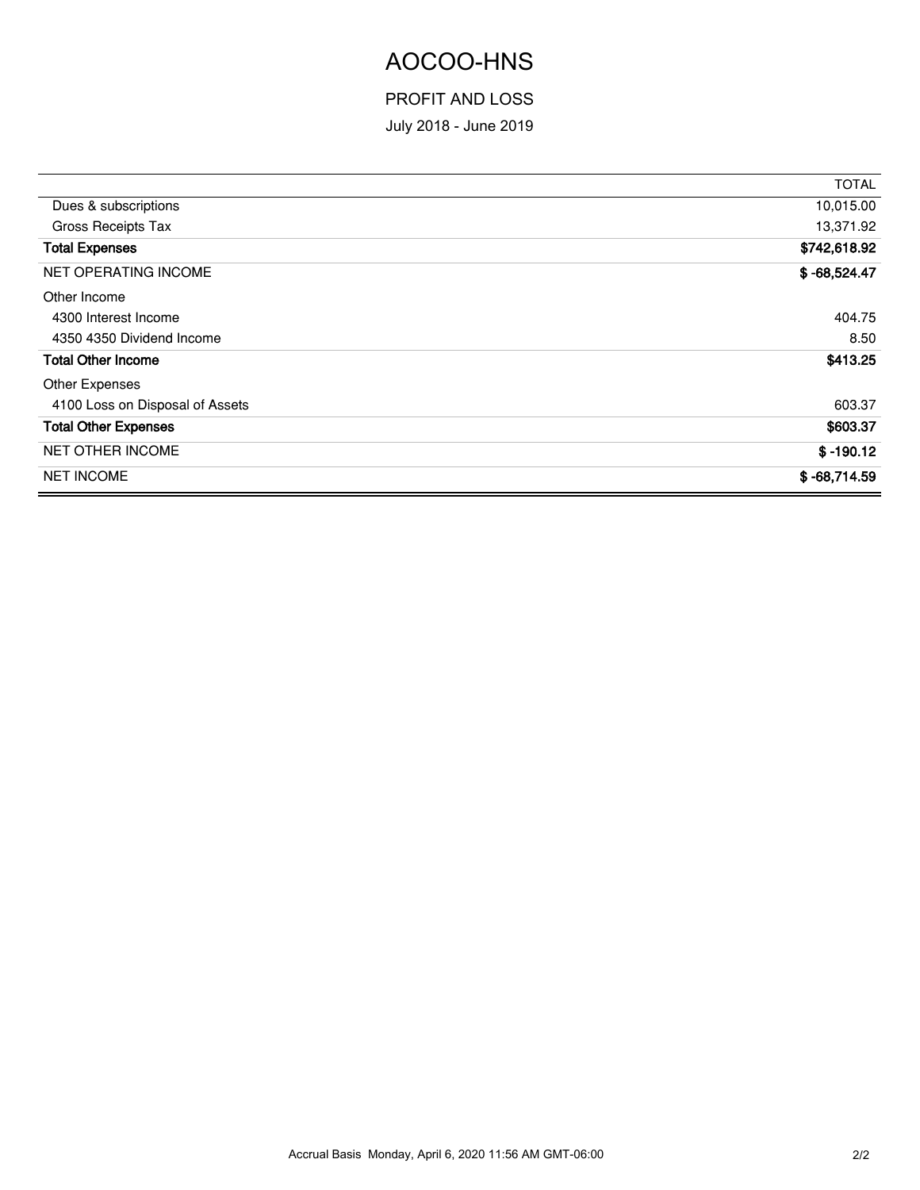# AOCOO-HNS

## PROFIT AND LOSS

July 2018 - June 2019

| | TOTAL |
| --- | --- |
| Dues & subscriptions | 10,015.00 |
| Gross Receipts Tax | 13,371.92 |
| **Total Expenses** | **$742,618.92** |
| NET OPERATING INCOME | **$ -68,524.47** |
| Other Income | |
| 4300 Interest Income | 404.75 |
| 4350 4350 Dividend Income | 8.50 |
| **Total Other Income** | **$413.25** |
| Other Expenses | |
| 4100 Loss on Disposal of Assets | 603.37 |
| **Total Other Expenses** | **$603.37** |
| NET OTHER INCOME | **$ -190.12** |
| NET INCOME | **$ -68,714.59** |

Accrual Basis Monday, April 6, 2020 11:56 AM GMT-06:00